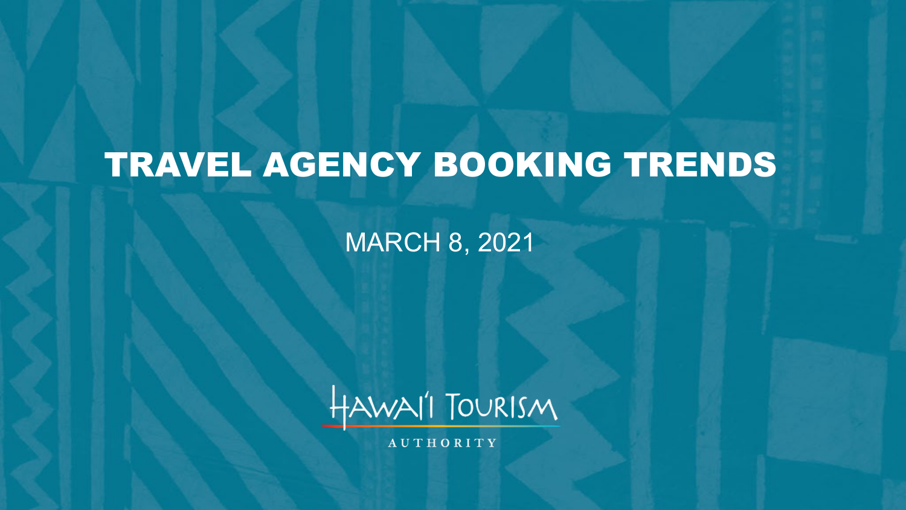# TRAVEL AGENCY BOOKING TRENDS

MARCH 8, 2021

HAWAI'I TOURISM AUTHORITY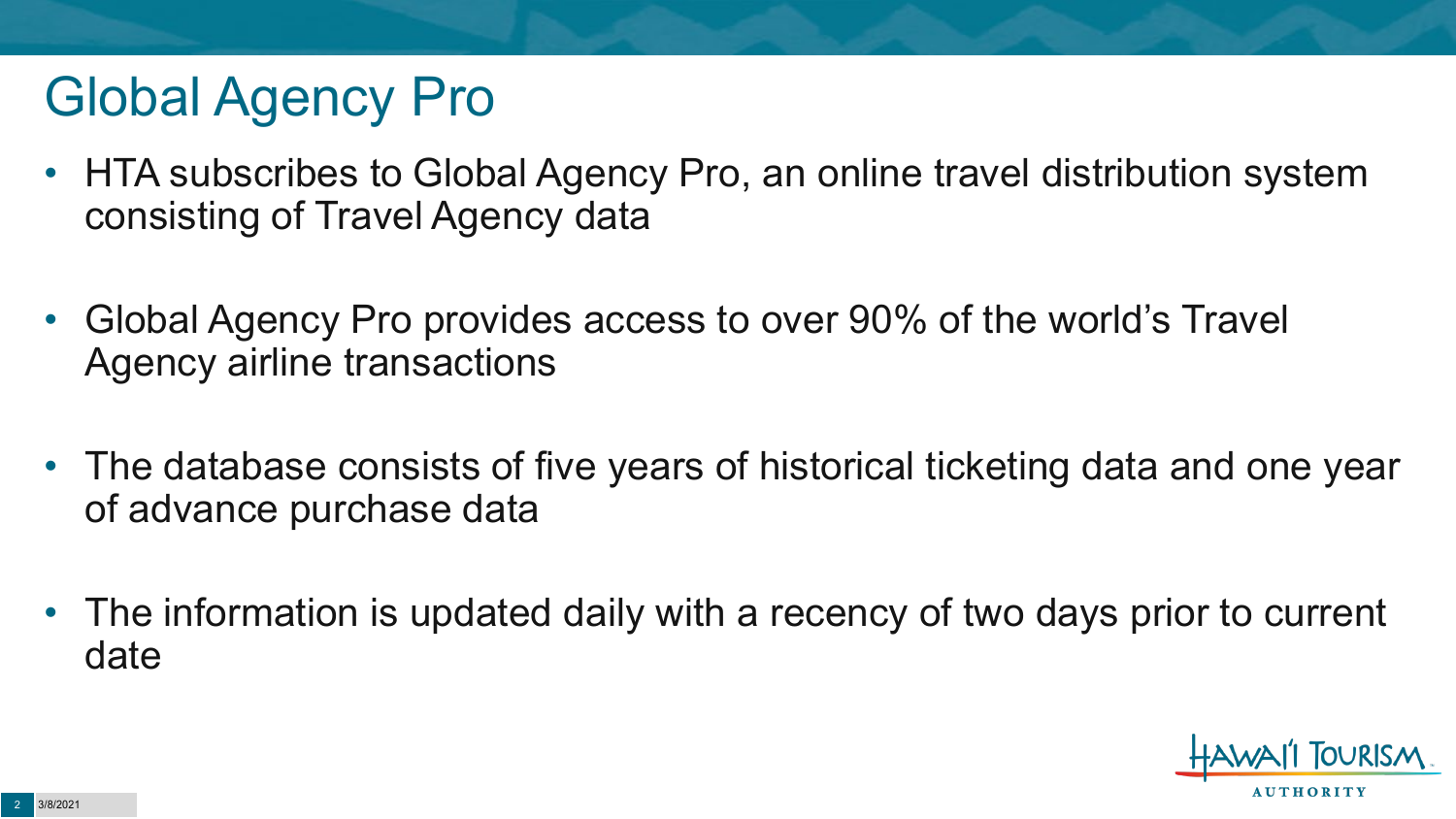# Global Agency Pro

- HTA subscribes to Global Agency Pro, an online travel distribution system consisting of Travel Agency data
- Global Agency Pro provides access to over 90% of the world's Travel Agency airline transactions
- The database consists of five years of historical ticketing data and one year of advance purchase data
- The information is updated daily with a recency of two days prior to current date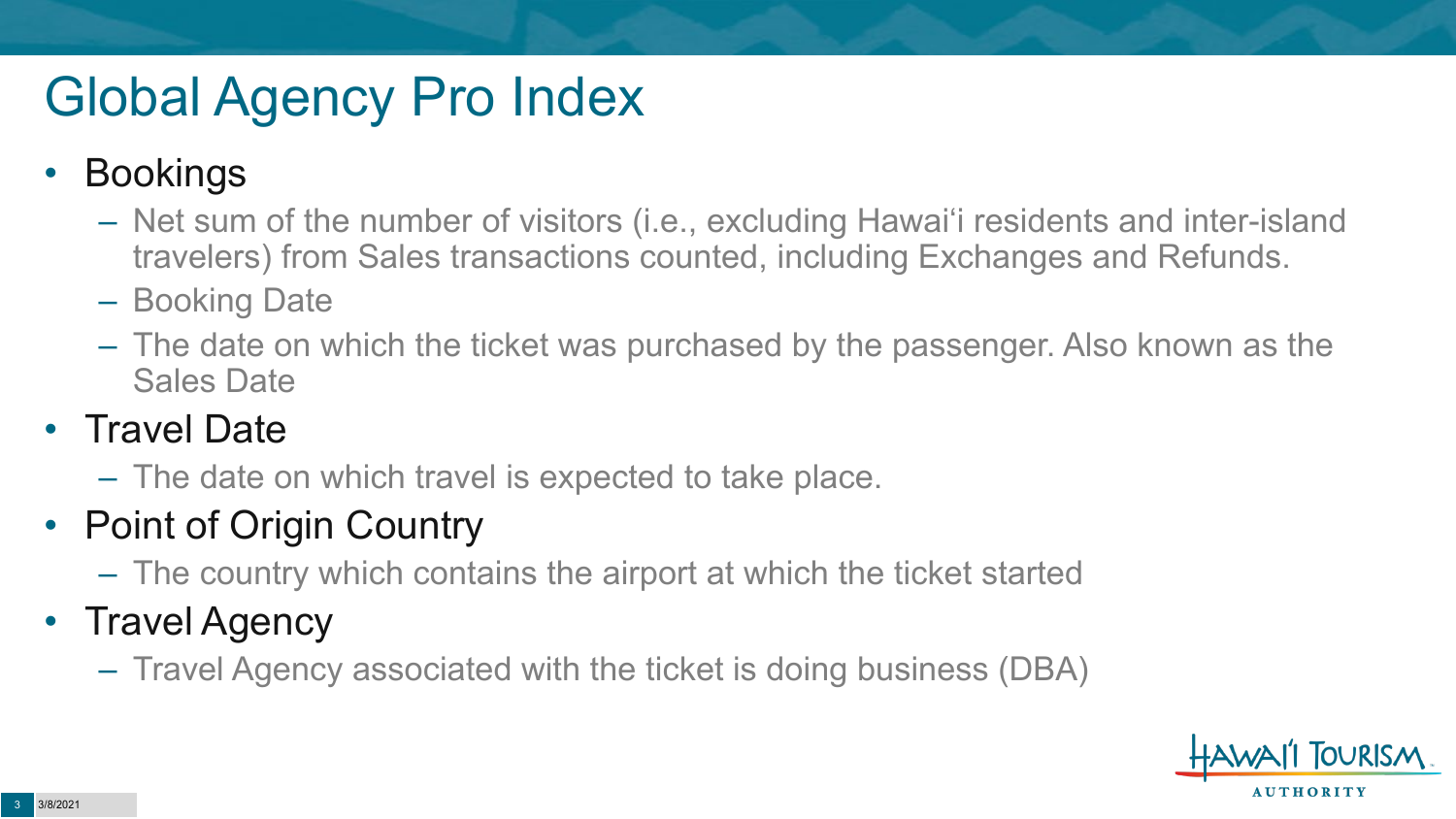# Global Agency Pro Index

- Bookings
  - Net sum of the number of visitors (i.e., excluding Hawai'i residents and inter-island travelers) from Sales transactions counted, including Exchanges and Refunds.
  - Booking Date
  - The date on which the ticket was purchased by the passenger. Also known as the Sales Date
- Travel Date
  - The date on which travel is expected to take place.
- Point of Origin Country
  - The country which contains the airport at which the ticket started
- Travel Agency
  - Travel Agency associated with the ticket is doing business (DBA)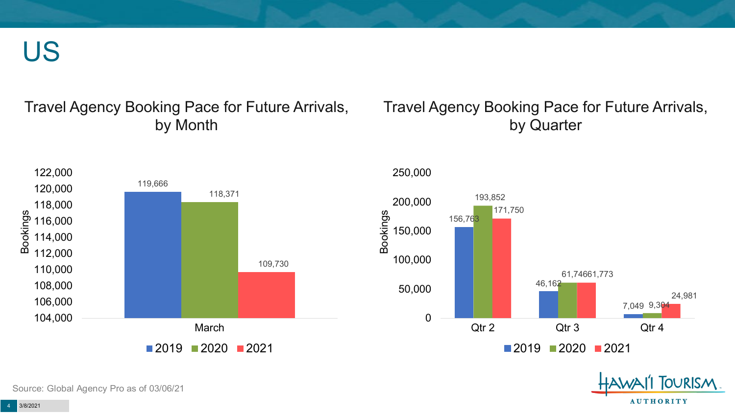# US

## Travel Agency Booking Pace for Future Arrivals, by Month

| Month | 2019 | 2020 | 2021 |
|---|---|---|---|
| March | 119,666 | 118,371 | 109,730 |

## Travel Agency Booking Pace for Future Arrivals, by Quarter

| Quarter | 2019 | 2020 | 2021 |
|---|---|---|---|
| Qtr 2 | 156,763 | 193,852 | 171,750 |
| Qtr 3 | 46,162 | 61,746 | 61,773 |
| Qtr 4 | 7,049 | 9,304 | 24,981 |

Source: Global Agency Pro as of 03/06/21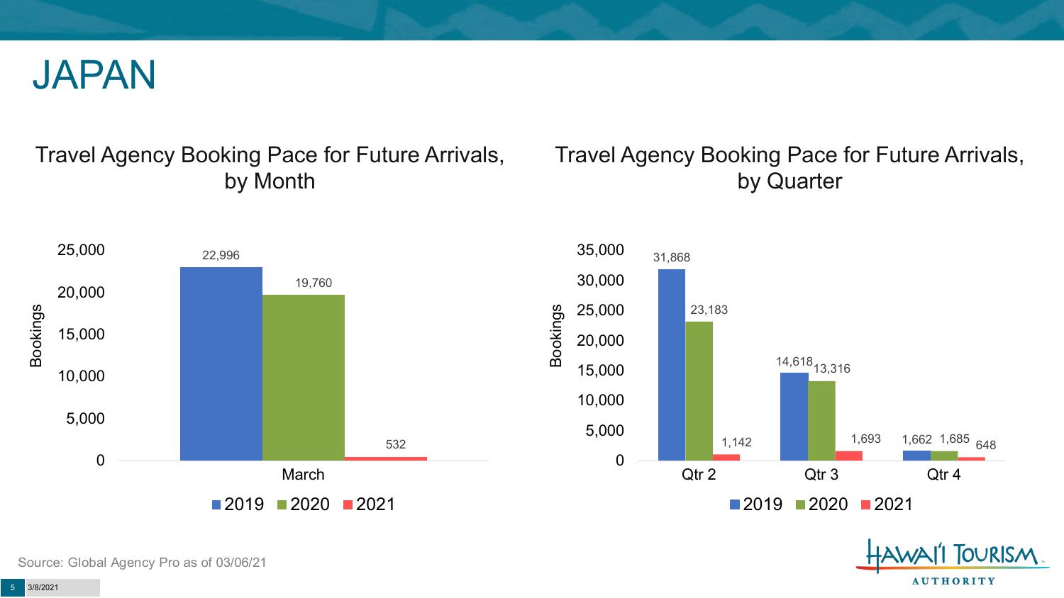# JAPAN

## Travel Agency Booking Pace for Future Arrivals, by Month

| Month | 2019 | 2020 | 2021 |
|---|---|---|---|
| March | 22,996 | 19,760 | 532 |

## Travel Agency Booking Pace for Future Arrivals, by Quarter

| Quarter | 2019 | 2020 | 2021 |
|---|---|---|---|
| Qtr 2 | 31,868 | 23,183 | 1,142 |
| Qtr 3 | 14,618 | 13,316 | 1,693 |
| Qtr 4 | 1,662 | 1,685 | 648 |

Source: Global Agency Pro as of 03/06/21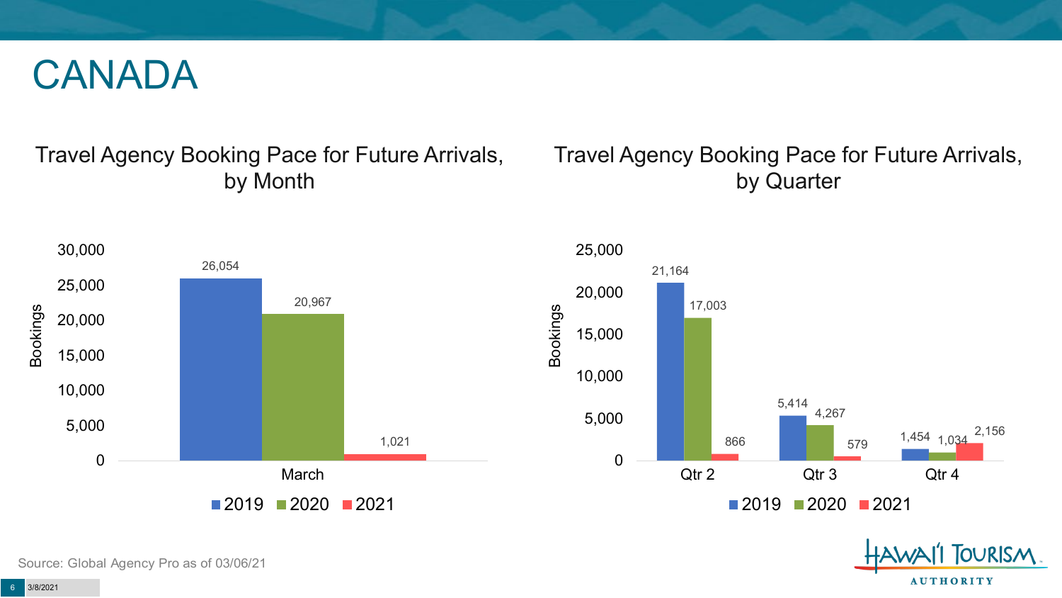# CANADA

## Travel Agency Booking Pace for Future Arrivals, by Month

| | 2019 | 2020 | 2021 |
|---|---|---|---|
| March | 26,054 | 20,967 | 1,021 |

## Travel Agency Booking Pace for Future Arrivals, by Quarter

| | 2019 | 2020 | 2021 |
|---|---|---|---|
| Qtr 2 | 21,164 | 17,003 | 866 |
| Qtr 3 | 5,414 | 4,267 | 579 |
| Qtr 4 | 1,454 | 1,034 | 2,156 |

Source: Global Agency Pro as of 03/06/21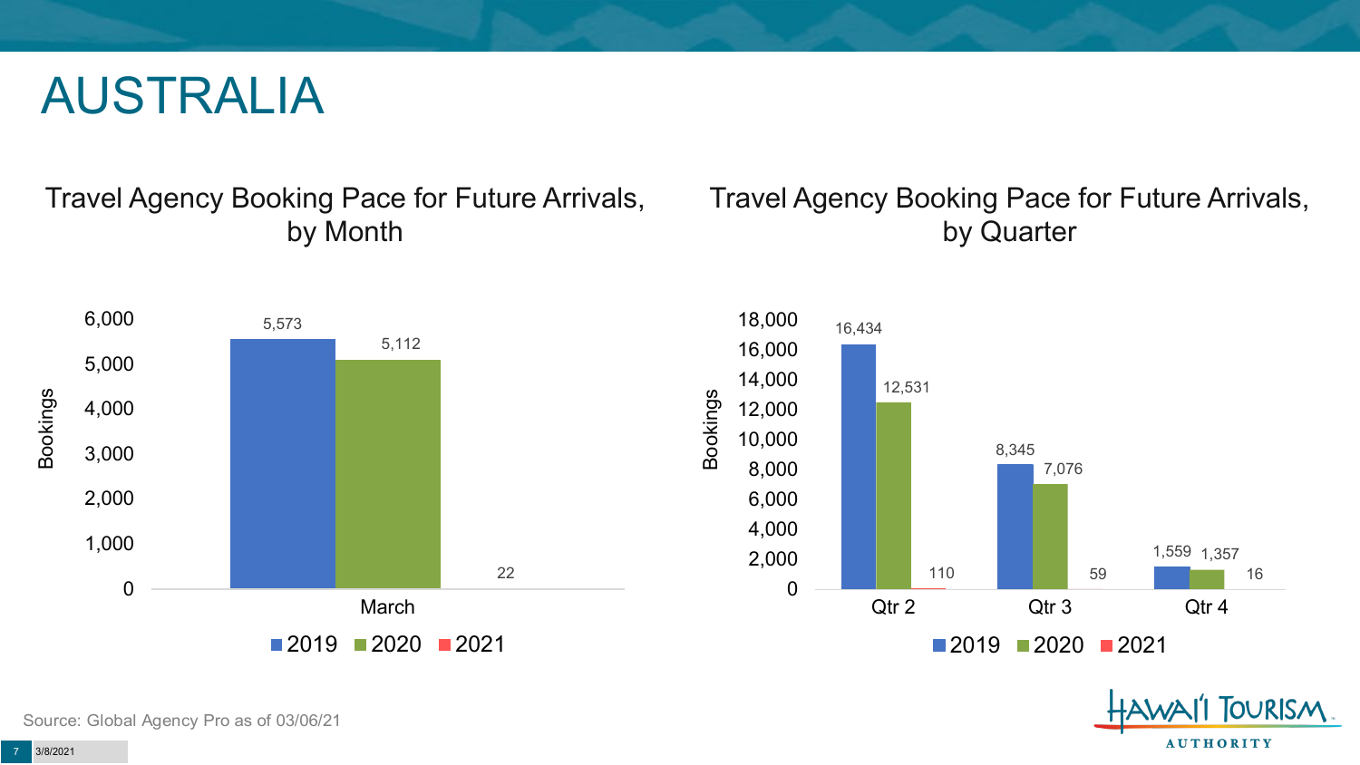# AUSTRALIA

## Travel Agency Booking Pace for Future Arrivals, by Month

| Month | 2019 | 2020 | 2021 |
|---|---|---|---|
| March | 5,573 | 5,112 | 22 |

## Travel Agency Booking Pace for Future Arrivals, by Quarter

| Quarter | 2019 | 2020 | 2021 |
|---|---|---|---|
| Qtr 2 | 16,434 | 12,531 | 110 |
| Qtr 3 | 8,345 | 7,076 | 59 |
| Qtr 4 | 1,559 | 1,357 | 16 |

Source: Global Agency Pro as of 03/06/21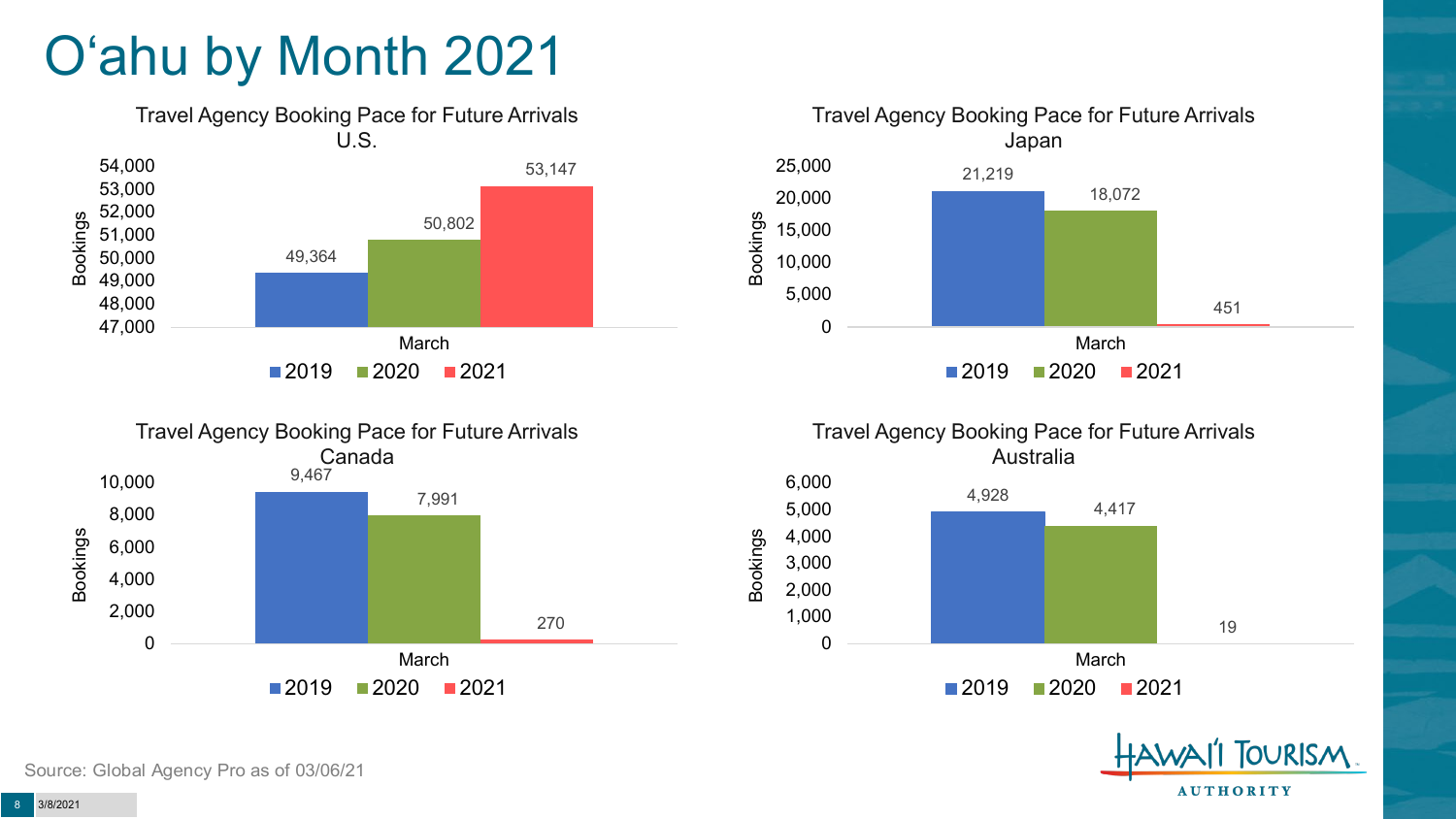# O'ahu by Month 2021

### Travel Agency Booking Pace for Future Arrivals U.S.

| March | Bookings |
|---|---|
| 2019 | 49,364 |
| 2020 | 50,802 |
| 2021 | 53,147 |

### Travel Agency Booking Pace for Future Arrivals Japan

| March | Bookings |
|---|---|
| 2019 | 21,219 |
| 2020 | 18,072 |
| 2021 | 451 |

### Travel Agency Booking Pace for Future Arrivals Canada

| March | Bookings |
|---|---|
| 2019 | 9,467 |
| 2020 | 7,991 |
| 2021 | 270 |

### Travel Agency Booking Pace for Future Arrivals Australia

| March | Bookings |
|---|---|
| 2019 | 4,928 |
| 2020 | 4,417 |
| 2021 | 19 |

Source: Global Agency Pro as of 03/06/21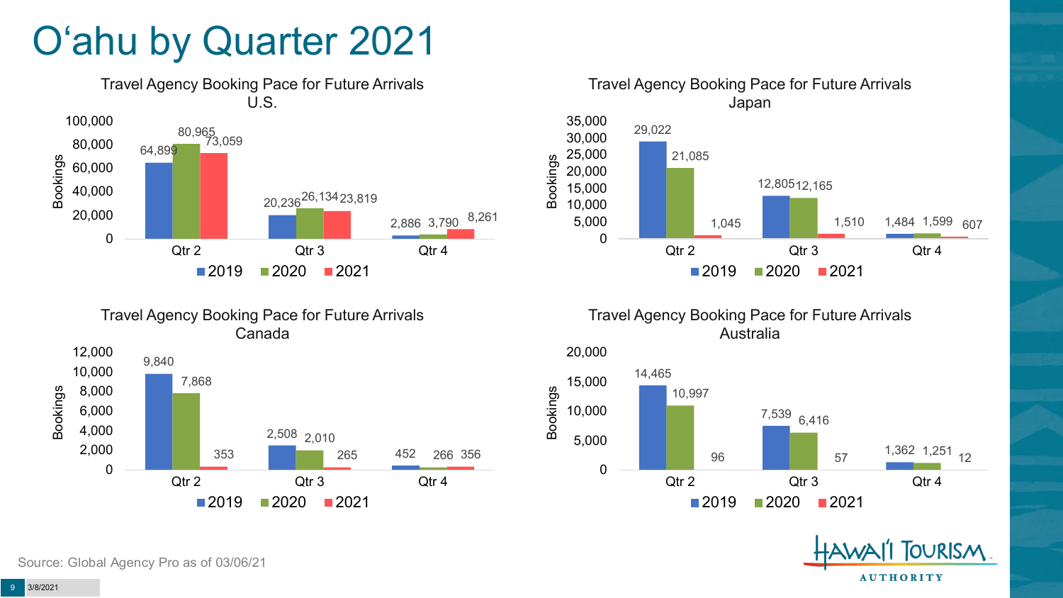# O'ahu by Quarter 2021

## Travel Agency Booking Pace for Future Arrivals U.S.

| Bookings | 2019 | 2020 | 2021 |
|---|---|---|---|
| Qtr 2 | 64,899 | 80,965 | 73,059 |
| Qtr 3 | 20,236 | 26,134 | 23,819 |
| Qtr 4 | 2,886 | 3,790 | 8,261 |

## Travel Agency Booking Pace for Future Arrivals Japan

| Bookings | 2019 | 2020 | 2021 |
|---|---|---|---|
| Qtr 2 | 29,022 | 21,085 | 1,045 |
| Qtr 3 | 12,805 | 12,165 | 1,510 |
| Qtr 4 | 1,484 | 1,599 | 607 |

## Travel Agency Booking Pace for Future Arrivals Canada

| Bookings | 2019 | 2020 | 2021 |
|---|---|---|---|
| Qtr 2 | 9,840 | 7,868 | 353 |
| Qtr 3 | 2,508 | 2,010 | 265 |
| Qtr 4 | 452 | 266 | 356 |

## Travel Agency Booking Pace for Future Arrivals Australia

| Bookings | 2019 | 2020 | 2021 |
|---|---|---|---|
| Qtr 2 | 14,465 | 10,997 | 96 |
| Qtr 3 | 7,539 | 6,416 | 57 |
| Qtr 4 | 1,362 | 1,251 | 12 |

Source: Global Agency Pro as of 03/06/21

HAWAI'I TOURISM AUTHORITY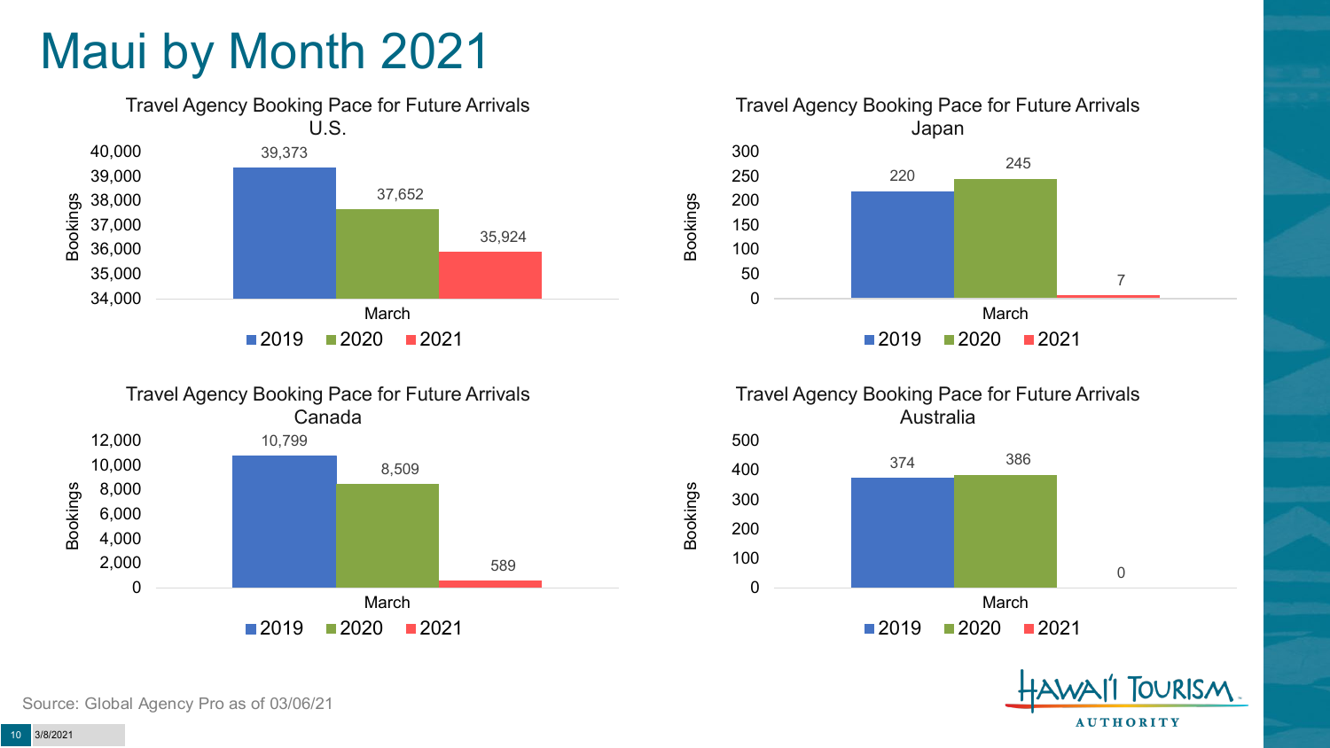# Maui by Month 2021

### Travel Agency Booking Pace for Future Arrivals U.S.

| | 2019 | 2020 | 2021 |
|---|---|---|---|
| March | 39,373 | 37,652 | 35,924 |

### Travel Agency Booking Pace for Future Arrivals Japan

| | 2019 | 2020 | 2021 |
|---|---|---|---|
| March | 220 | 245 | 7 |

### Travel Agency Booking Pace for Future Arrivals Canada

| | 2019 | 2020 | 2021 |
|---|---|---|---|
| March | 10,799 | 8,509 | 589 |

### Travel Agency Booking Pace for Future Arrivals Australia

| | 2019 | 2020 | 2021 |
|---|---|---|---|
| March | 374 | 386 | 0 |

Source: Global Agency Pro as of 03/06/21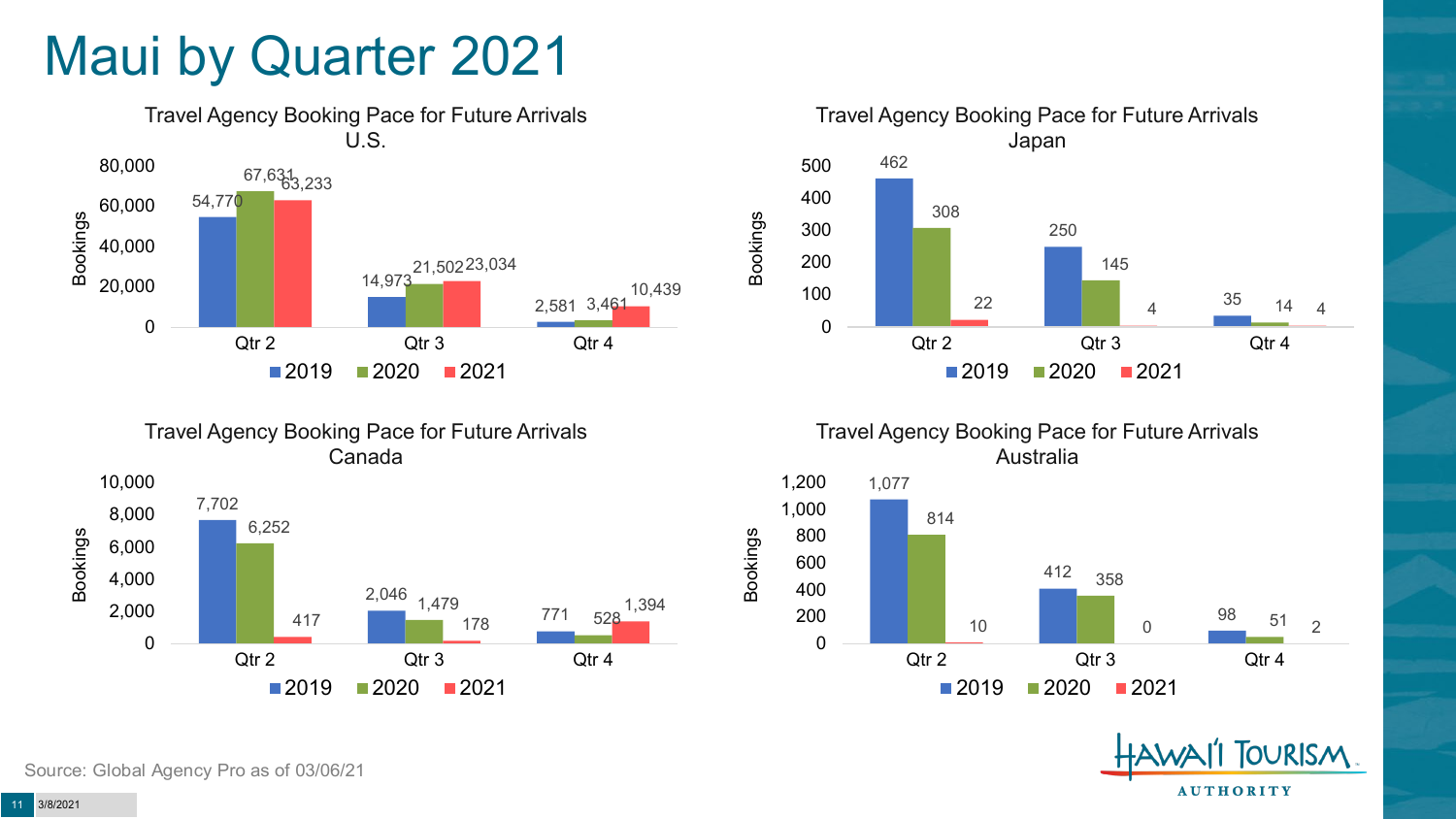# Maui by Quarter 2021

### Travel Agency Booking Pace for Future Arrivals U.S.

| Bookings | 2019 | 2020 | 2021 |
|---|---|---|---|
| Qtr 2 | 54,770 | 67,631 | 63,233 |
| Qtr 3 | 14,973 | 21,502 | 23,034 |
| Qtr 4 | 2,581 | 3,461 | 10,439 |

### Travel Agency Booking Pace for Future Arrivals Japan

| Bookings | 2019 | 2020 | 2021 |
|---|---|---|---|
| Qtr 2 | 462 | 308 | 22 |
| Qtr 3 | 250 | 145 | 4 |
| Qtr 4 | 35 | 14 | 4 |

### Travel Agency Booking Pace for Future Arrivals Canada

| Bookings | 2019 | 2020 | 2021 |
|---|---|---|---|
| Qtr 2 | 7,702 | 6,252 | 417 |
| Qtr 3 | 2,046 | 1,479 | 178 |
| Qtr 4 | 771 | 528 | 1,394 |

### Travel Agency Booking Pace for Future Arrivals Australia

| Bookings | 2019 | 2020 | 2021 |
|---|---|---|---|
| Qtr 2 | 1,077 | 814 | 10 |
| Qtr 3 | 412 | 358 | 0 |
| Qtr 4 | 98 | 51 | 2 |

Source: Global Agency Pro as of 03/06/21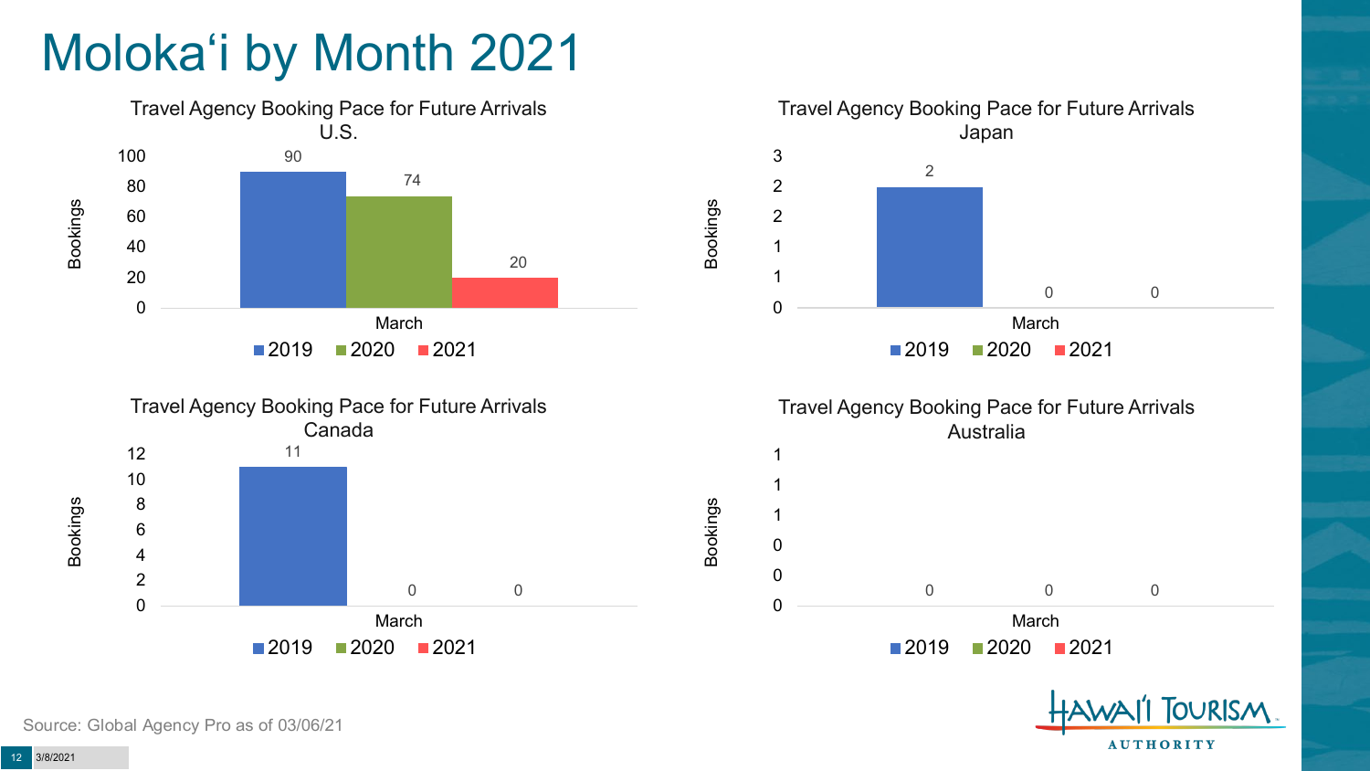# Moloka'i by Month 2021

**Travel Agency Booking Pace for Future Arrivals U.S.**

| Bookings | 2019 | 2020 | 2021 |
|---|---|---|---|
| March | 90 | 74 | 20 |

**Travel Agency Booking Pace for Future Arrivals Japan**

| Bookings | 2019 | 2020 | 2021 |
|---|---|---|---|
| March | 2 | 0 | 0 |

**Travel Agency Booking Pace for Future Arrivals Canada**

| Bookings | 2019 | 2020 | 2021 |
|---|---|---|---|
| March | 11 | 0 | 0 |

**Travel Agency Booking Pace for Future Arrivals Australia**

| Bookings | 2019 | 2020 | 2021 |
|---|---|---|---|
| March | 0 | 0 | 0 |

Source: Global Agency Pro as of 03/06/21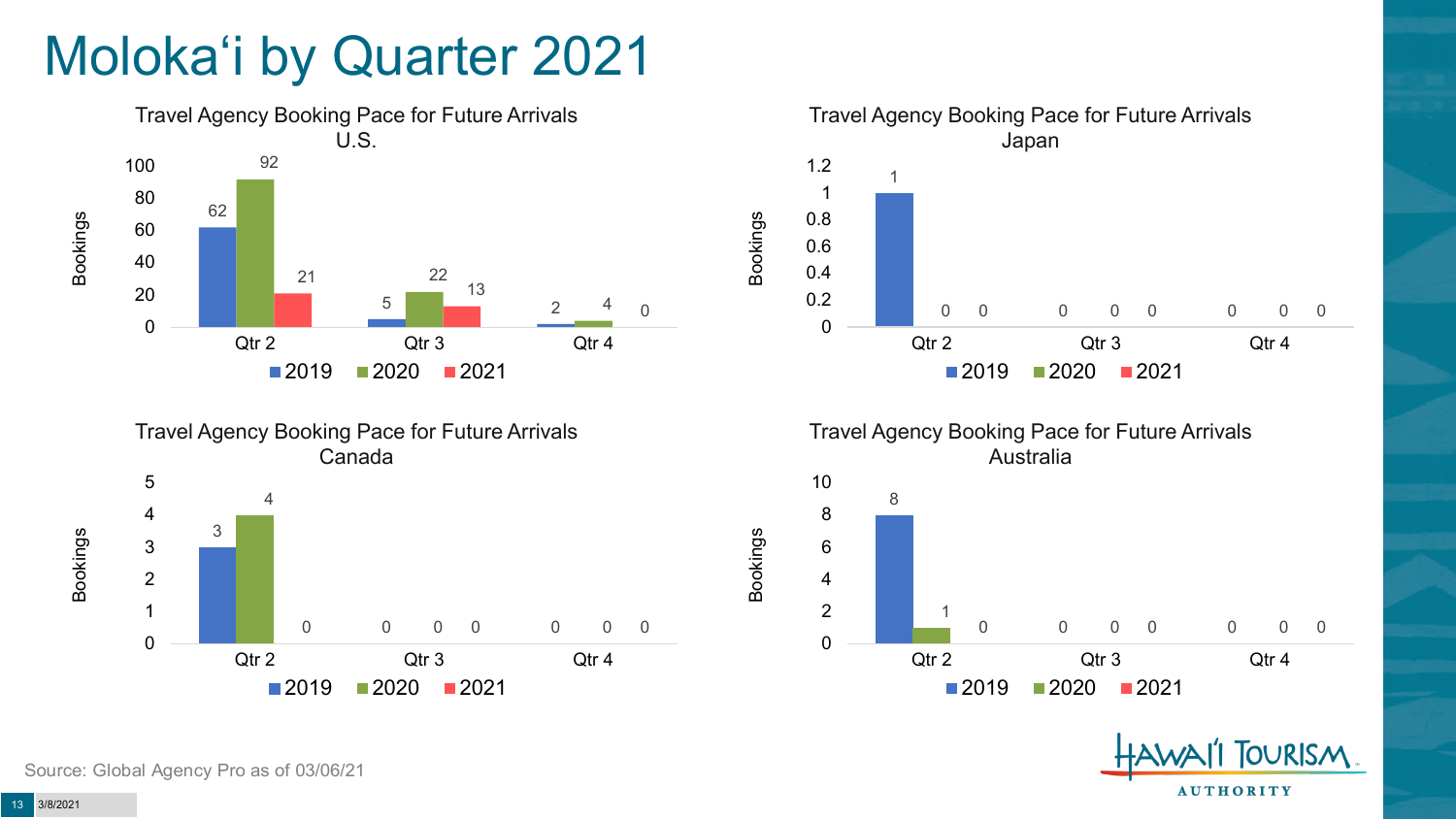# Molokaʻi by Quarter 2021

### Travel Agency Booking Pace for Future Arrivals U.S.

| Bookings | 2019 | 2020 | 2021 |
|---|---|---|---|
| Qtr 2 | 62 | 92 | 21 |
| Qtr 3 | 5 | 22 | 13 |
| Qtr 4 | 2 | 4 | 0 |

### Travel Agency Booking Pace for Future Arrivals Japan

| Bookings | 2019 | 2020 | 2021 |
|---|---|---|---|
| Qtr 2 | 1 | 0 | 0 |
| Qtr 3 | 0 | 0 | 0 |
| Qtr 4 | 0 | 0 | 0 |

### Travel Agency Booking Pace for Future Arrivals Canada

| Bookings | 2019 | 2020 | 2021 |
|---|---|---|---|
| Qtr 2 | 3 | 4 | 0 |
| Qtr 3 | 0 | 0 | 0 |
| Qtr 4 | 0 | 0 | 0 |

### Travel Agency Booking Pace for Future Arrivals Australia

| Bookings | 2019 | 2020 | 2021 |
|---|---|---|---|
| Qtr 2 | 8 | 1 | 0 |
| Qtr 3 | 0 | 0 | 0 |
| Qtr 4 | 0 | 0 | 0 |

Source: Global Agency Pro as of 03/06/21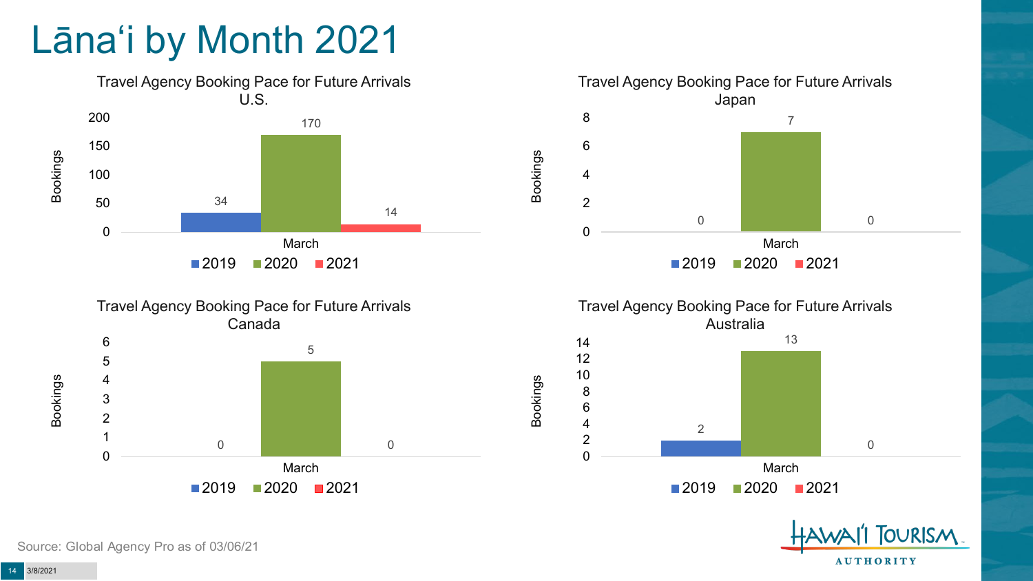# Lānaʻi by Month 2021

### Travel Agency Booking Pace for Future Arrivals U.S.

| Month | 2019 | 2020 | 2021 |
|---|---|---|---|
| March | 34 | 170 | 14 |

### Travel Agency Booking Pace for Future Arrivals Japan

| Month | 2019 | 2020 | 2021 |
|---|---|---|---|
| March | 0 | 7 | 0 |

### Travel Agency Booking Pace for Future Arrivals Canada

| Month | 2019 | 2020 | 2021 |
|---|---|---|---|
| March | 0 | 5 | 0 |

### Travel Agency Booking Pace for Future Arrivals Australia

| Month | 2019 | 2020 | 2021 |
|---|---|---|---|
| March | 2 | 13 | 0 |

Source: Global Agency Pro as of 03/06/21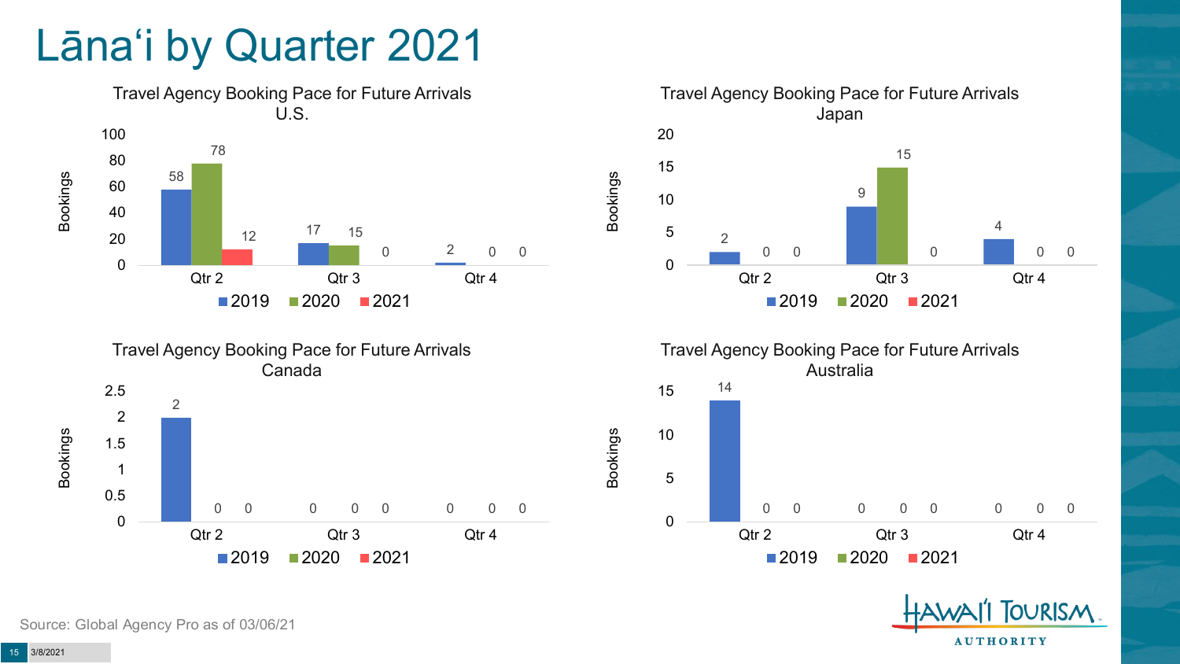# Lānaʻi by Quarter 2021

### Travel Agency Booking Pace for Future Arrivals U.S.

| Bookings | 2019 | 2020 | 2021 |
| --- | --- | --- | --- |
| Qtr 2 | 58 | 78 | 12 |
| Qtr 3 | 17 | 15 | 0 |
| Qtr 4 | 2 | 0 | 0 |

### Travel Agency Booking Pace for Future Arrivals Japan

| Bookings | 2019 | 2020 | 2021 |
| --- | --- | --- | --- |
| Qtr 2 | 2 | 0 | 0 |
| Qtr 3 | 9 | 15 | 0 |
| Qtr 4 | 4 | 0 | 0 |

### Travel Agency Booking Pace for Future Arrivals Canada

| Bookings | 2019 | 2020 | 2021 |
| --- | --- | --- | --- |
| Qtr 2 | 2 | 0 | 0 |
| Qtr 3 | 0 | 0 | 0 |
| Qtr 4 | 0 | 0 | 0 |

### Travel Agency Booking Pace for Future Arrivals Australia

| Bookings | 2019 | 2020 | 2021 |
| --- | --- | --- | --- |
| Qtr 2 | 14 | 0 | 0 |
| Qtr 3 | 0 | 0 | 0 |
| Qtr 4 | 0 | 0 | 0 |

Source: Global Agency Pro as of 03/06/21

3/8/2021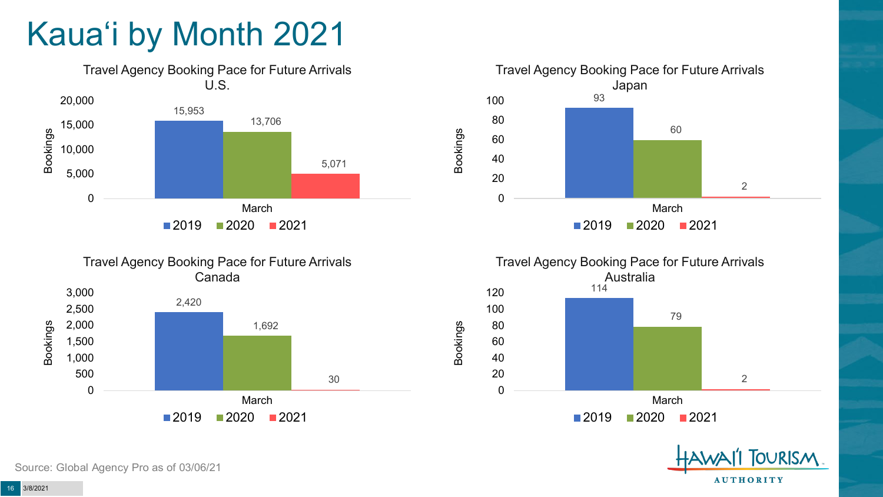# Kaua'i by Month 2021

### Travel Agency Booking Pace for Future Arrivals U.S.

| March | Bookings |
| --- | --- |
| 2019 | 15,953 |
| 2020 | 13,706 |
| 2021 | 5,071 |

### Travel Agency Booking Pace for Future Arrivals Japan

| March | Bookings |
| --- | --- |
| 2019 | 93 |
| 2020 | 60 |
| 2021 | 2 |

### Travel Agency Booking Pace for Future Arrivals Canada

| March | Bookings |
| --- | --- |
| 2019 | 2,420 |
| 2020 | 1,692 |
| 2021 | 30 |

### Travel Agency Booking Pace for Future Arrivals Australia

| March | Bookings |
| --- | --- |
| 2019 | 114 |
| 2020 | 79 |
| 2021 | 2 |

Source: Global Agency Pro as of 03/06/21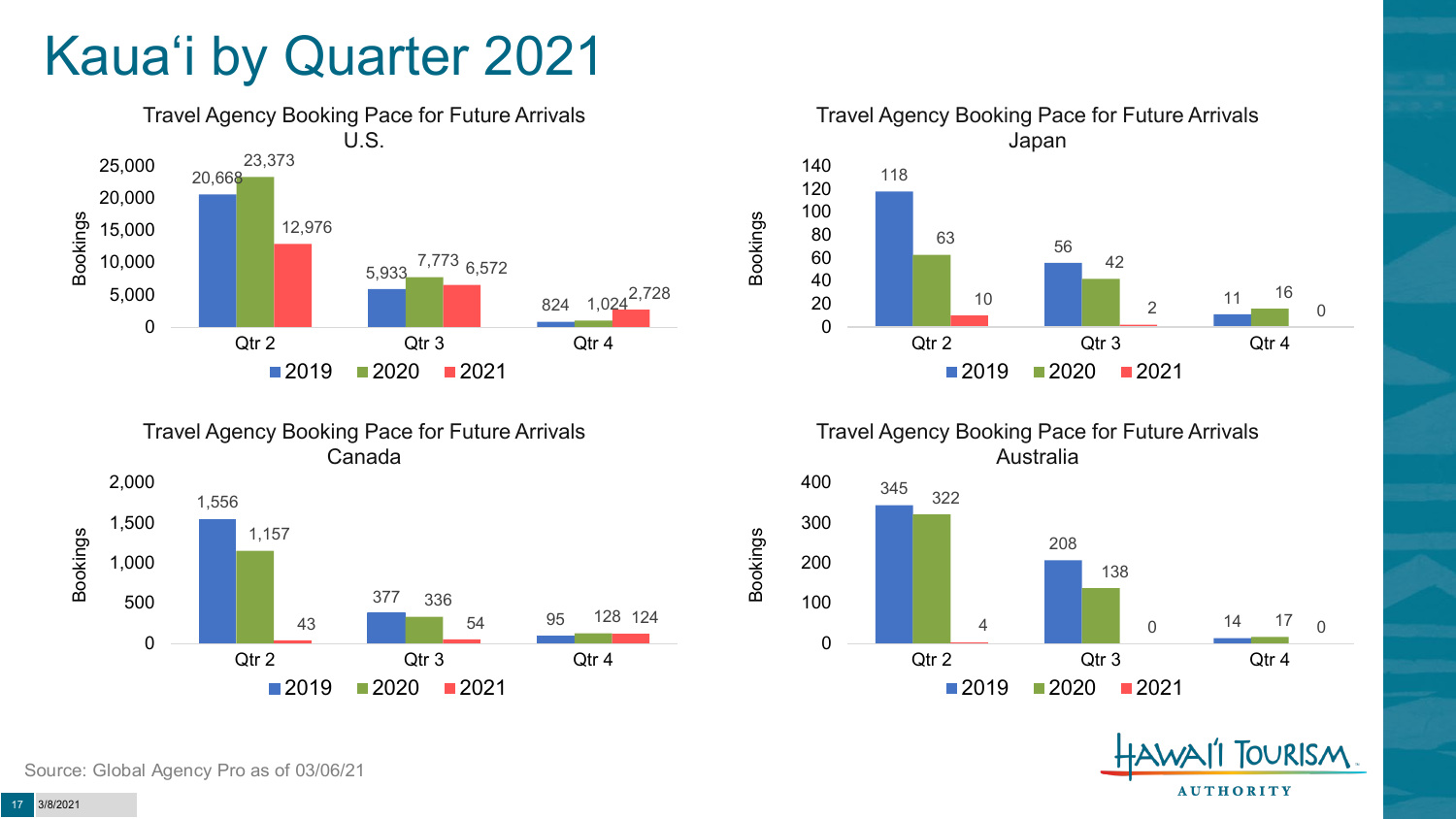# Kauaʻi by Quarter 2021

### Travel Agency Booking Pace for Future Arrivals U.S.

| Bookings | 2019 | 2020 | 2021 |
|---|---|---|---|
| Qtr 2 | 20,668 | 23,373 | 12,976 |
| Qtr 3 | 5,933 | 7,773 | 6,572 |
| Qtr 4 | 824 | 1,024 | 2,728 |

### Travel Agency Booking Pace for Future Arrivals Japan

| Bookings | 2019 | 2020 | 2021 |
|---|---|---|---|
| Qtr 2 | 118 | 63 | 10 |
| Qtr 3 | 56 | 42 | 2 |
| Qtr 4 | 11 | 16 | 0 |

### Travel Agency Booking Pace for Future Arrivals Canada

| Bookings | 2019 | 2020 | 2021 |
|---|---|---|---|
| Qtr 2 | 1,556 | 1,157 | 43 |
| Qtr 3 | 377 | 336 | 54 |
| Qtr 4 | 95 | 128 | 124 |

### Travel Agency Booking Pace for Future Arrivals Australia

| Bookings | 2019 | 2020 | 2021 |
|---|---|---|---|
| Qtr 2 | 345 | 322 | 4 |
| Qtr 3 | 208 | 138 | 0 |
| Qtr 4 | 14 | 17 | 0 |

Source: Global Agency Pro as of 03/06/21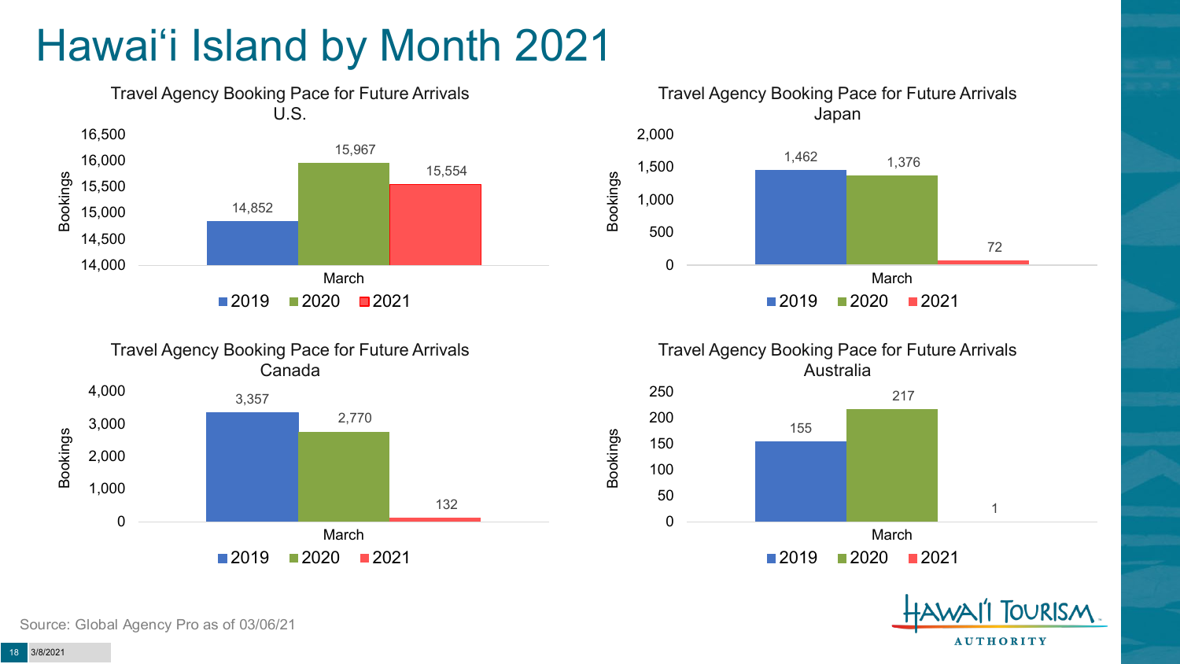# Hawai'i Island by Month 2021

### Travel Agency Booking Pace for Future Arrivals U.S.

| March | Bookings |
|---|---|
| 2019 | 14,852 |
| 2020 | 15,967 |
| 2021 | 15,554 |

### Travel Agency Booking Pace for Future Arrivals Japan

| March | Bookings |
|---|---|
| 2019 | 1,462 |
| 2020 | 1,376 |
| 2021 | 72 |

### Travel Agency Booking Pace for Future Arrivals Canada

| March | Bookings |
|---|---|
| 2019 | 3,357 |
| 2020 | 2,770 |
| 2021 | 132 |

### Travel Agency Booking Pace for Future Arrivals Australia

| March | Bookings |
|---|---|
| 2019 | 155 |
| 2020 | 217 |
| 2021 | 1 |

Source: Global Agency Pro as of 03/06/21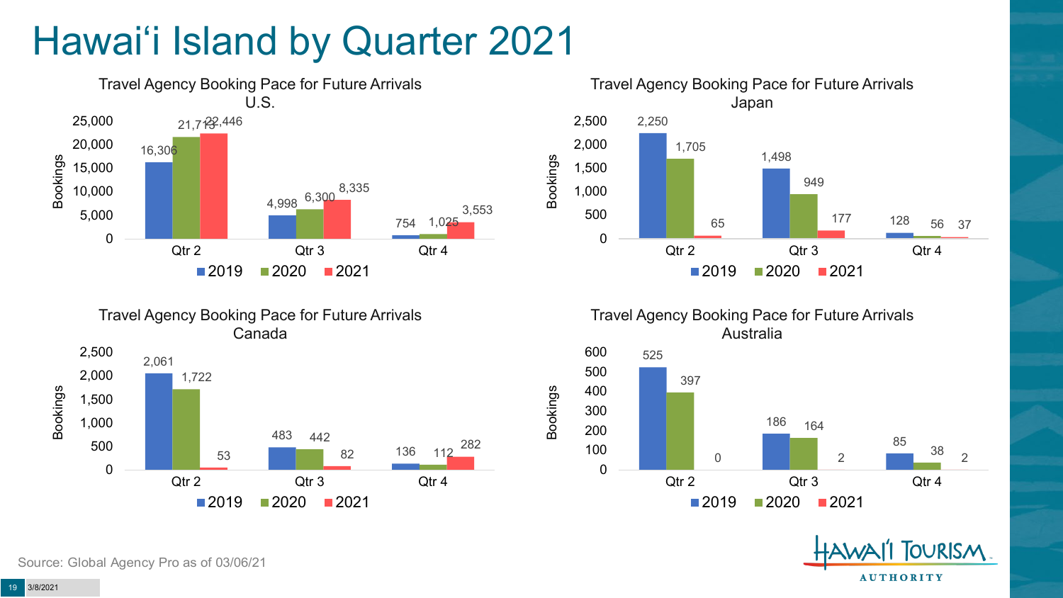# Hawai'i Island by Quarter 2021

Travel Agency Booking Pace for Future Arrivals
U.S.

Bookings

25,000
20,000
15,000
10,000
5,000
0

Qtr 2: 16,306 21,713 22,446
Qtr 3: 4,998 6,300 8,335
Qtr 4: 754 1,025 3,553

2019 2020 2021

Travel Agency Booking Pace for Future Arrivals
Japan

Bookings

2,500
2,000
1,500
1,000
500
0

Qtr 2: 2,250 1,705 65
Qtr 3: 1,498 949 177
Qtr 4: 128 56 37

2019 2020 2021

Travel Agency Booking Pace for Future Arrivals
Canada

Bookings

2,500
2,000
1,500
1,000
500
0

Qtr 2: 2,061 1,722 53
Qtr 3: 483 442 82
Qtr 4: 136 112 282

2019 2020 2021

Travel Agency Booking Pace for Future Arrivals
Australia

Bookings

600
500
400
300
200
100
0

Qtr 2: 525 397 0
Qtr 3: 186 164 2
Qtr 4: 85 38 2

2019 2020 2021

Source: Global Agency Pro as of 03/06/21

3/8/2021